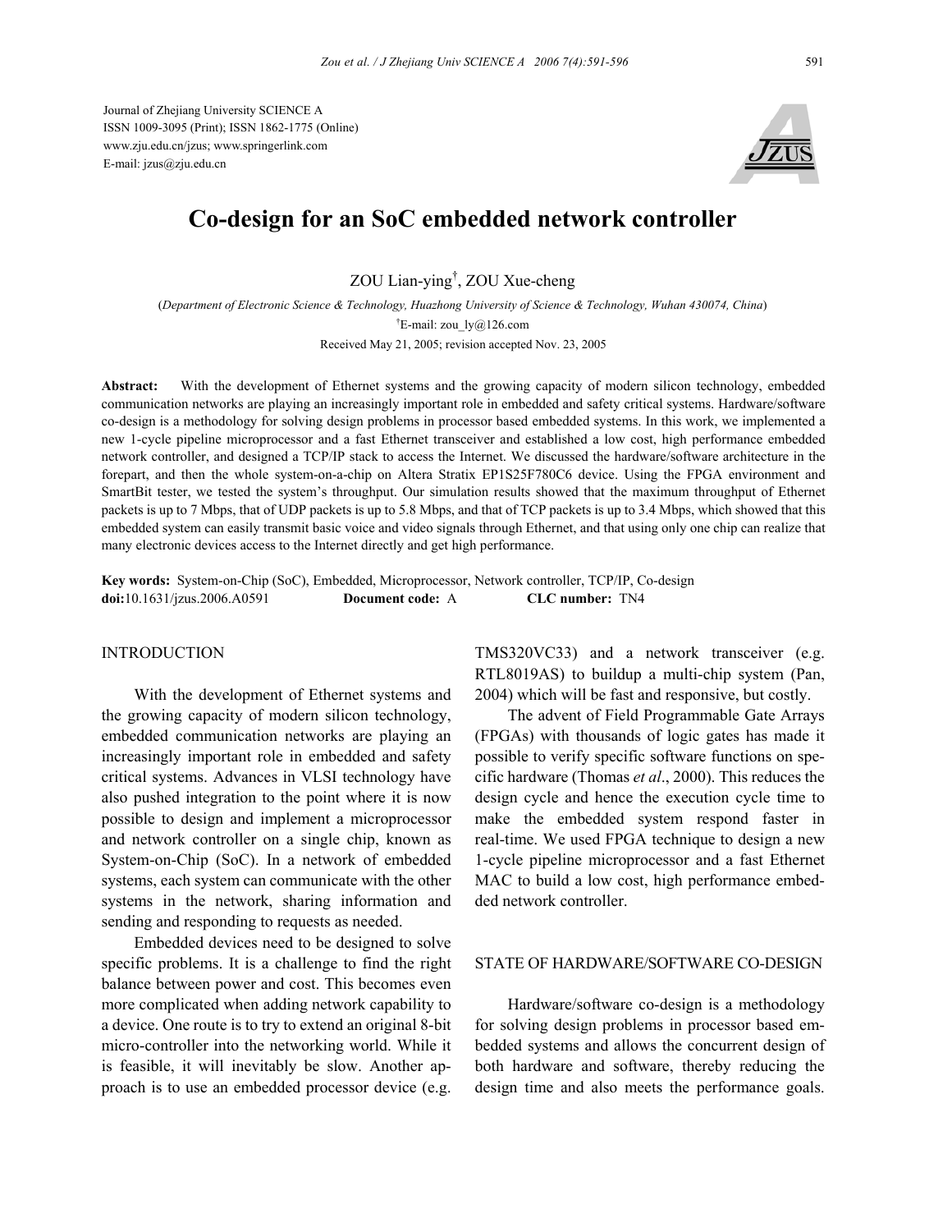Journal of Zhejiang University SCIENCE A
ISSN 1009-3095 (Print); ISSN 1862-1775 (Online)
www.zju.edu.cn/jzus; www.springerlink.com
E-mail: jzus@zju.edu.cn

# Co-design for an SoC embedded network controller

ZOU Lian-ying[†], ZOU Xue-cheng

(*Department of Electronic Science & Technology, Huazhong University of Science & Technology, Wuhan 430074, China*)

[†]E-mail: zou_ly@126.com

Received May 21, 2005; revision accepted Nov. 23, 2005

**Abstract:** With the development of Ethernet systems and the growing capacity of modern silicon technology, embedded communication networks are playing an increasingly important role in embedded and safety critical systems. Hardware/software co-design is a methodology for solving design problems in processor based embedded systems. In this work, we implemented a new 1-cycle pipeline microprocessor and a fast Ethernet transceiver and established a low cost, high performance embedded network controller, and designed a TCP/IP stack to access the Internet. We discussed the hardware/software architecture in the forepart, and then the whole system-on-a-chip on Altera Stratix EP1S25F780C6 device. Using the FPGA environment and SmartBit tester, we tested the system's throughput. Our simulation results showed that the maximum throughput of Ethernet packets is up to 7 Mbps, that of UDP packets is up to 5.8 Mbps, and that of TCP packets is up to 3.4 Mbps, which showed that this embedded system can easily transmit basic voice and video signals through Ethernet, and that using only one chip can realize that many electronic devices access to the Internet directly and get high performance.

**Key words:** System-on-Chip (SoC), Embedded, Microprocessor, Network controller, TCP/IP, Co-design
**doi:**10.1631/jzus.2006.A0591 **Document code:** A **CLC number:** TN4

## INTRODUCTION

With the development of Ethernet systems and the growing capacity of modern silicon technology, embedded communication networks are playing an increasingly important role in embedded and safety critical systems. Advances in VLSI technology have also pushed integration to the point where it is now possible to design and implement a microprocessor and network controller on a single chip, known as System-on-Chip (SoC). In a network of embedded systems, each system can communicate with the other systems in the network, sharing information and sending and responding to requests as needed.

Embedded devices need to be designed to solve specific problems. It is a challenge to find the right balance between power and cost. This becomes even more complicated when adding network capability to a device. One route is to try to extend an original 8-bit micro-controller into the networking world. While it is feasible, it will inevitably be slow. Another approach is to use an embedded processor device (e.g. TMS320VC33) and a network transceiver (e.g. RTL8019AS) to buildup a multi-chip system (Pan, 2004) which will be fast and responsive, but costly.

The advent of Field Programmable Gate Arrays (FPGAs) with thousands of logic gates has made it possible to verify specific software functions on specific hardware (Thomas *et al*., 2000). This reduces the design cycle and hence the execution cycle time to make the embedded system respond faster in real-time. We used FPGA technique to design a new 1-cycle pipeline microprocessor and a fast Ethernet MAC to build a low cost, high performance embedded network controller.

## STATE OF HARDWARE/SOFTWARE CO-DESIGN

Hardware/software co-design is a methodology for solving design problems in processor based embedded systems and allows the concurrent design of both hardware and software, thereby reducing the design time and also meets the performance goals.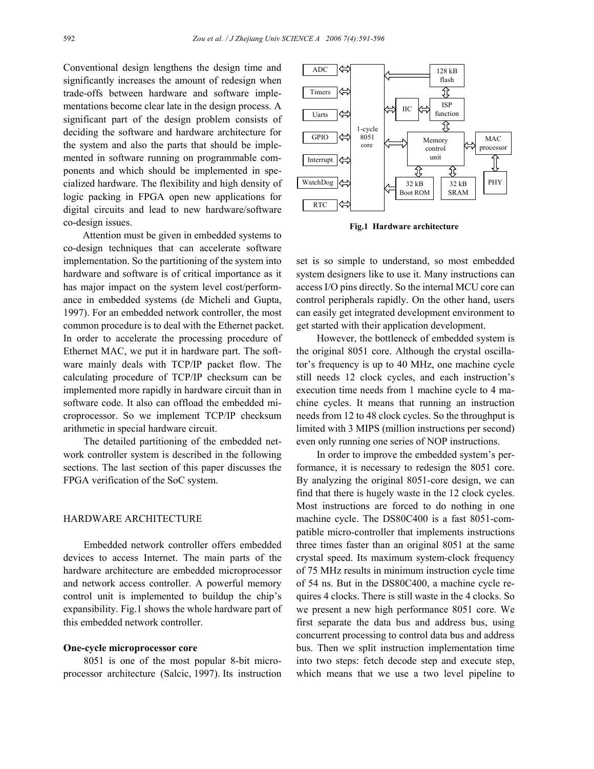Conventional design lengthens the design time and significantly increases the amount of redesign when trade-offs between hardware and software implementations become clear late in the design process. A significant part of the design problem consists of deciding the software and hardware architecture for the system and also the parts that should be implemented in software running on programmable components and which should be implemented in specialized hardware. The flexibility and high density of logic packing in FPGA open new applications for digital circuits and lead to new hardware/software co-design issues.

Attention must be given in embedded systems to co-design techniques that can accelerate software implementation. So the partitioning of the system into hardware and software is of critical importance as it has major impact on the system level cost/performance in embedded systems (de Micheli and Gupta, 1997). For an embedded network controller, the most common procedure is to deal with the Ethernet packet. In order to accelerate the processing procedure of Ethernet MAC, we put it in hardware part. The software mainly deals with TCP/IP packet flow. The calculating procedure of TCP/IP checksum can be implemented more rapidly in hardware circuit than in software code. It also can offload the embedded microprocessor. So we implement TCP/IP checksum arithmetic in special hardware circuit.

The detailed partitioning of the embedded network controller system is described in the following sections. The last section of this paper discusses the FPGA verification of the SoC system.

## HARDWARE ARCHITECTURE

Embedded network controller offers embedded devices to access Internet. The main parts of the hardware architecture are embedded microprocessor and network access controller. A powerful memory control unit is implemented to buildup the chip's expansibility. Fig.1 shows the whole hardware part of this embedded network controller.

ADC
Timers
Uarts
GPIO
Interrupt
WatchDog
RTC
1-cycle 8051 core
128 kB flash
IIC
ISP function
Memory control unit
MAC processor
PHY
32 kB Boot ROM
32 kB SRAM

**Fig.1 Hardware architecture**

### One-cycle microprocessor core

8051 is one of the most popular 8-bit microprocessor architecture (Salcic, 1997). Its instruction set is so simple to understand, so most embedded system designers like to use it. Many instructions can access I/O pins directly. So the internal MCU core can control peripherals rapidly. On the other hand, users can easily get integrated development environment to get started with their application development.

However, the bottleneck of embedded system is the original 8051 core. Although the crystal oscillator's frequency is up to 40 MHz, one machine cycle still needs 12 clock cycles, and each instruction's execution time needs from 1 machine cycle to 4 machine cycles. It means that running an instruction needs from 12 to 48 clock cycles. So the throughput is limited with 3 MIPS (million instructions per second) even only running one series of NOP instructions.

In order to improve the embedded system's performance, it is necessary to redesign the 8051 core. By analyzing the original 8051-core design, we can find that there is hugely waste in the 12 clock cycles. Most instructions are forced to do nothing in one machine cycle. The DS80C400 is a fast 8051-compatible micro-controller that implements instructions three times faster than an original 8051 at the same crystal speed. Its maximum system-clock frequency of 75 MHz results in minimum instruction cycle time of 54 ns. But in the DS80C400, a machine cycle requires 4 clocks. There is still waste in the 4 clocks. So we present a new high performance 8051 core. We first separate the data bus and address bus, using concurrent processing to control data bus and address bus. Then we split instruction implementation time into two steps: fetch decode step and execute step, which means that we use a two level pipeline to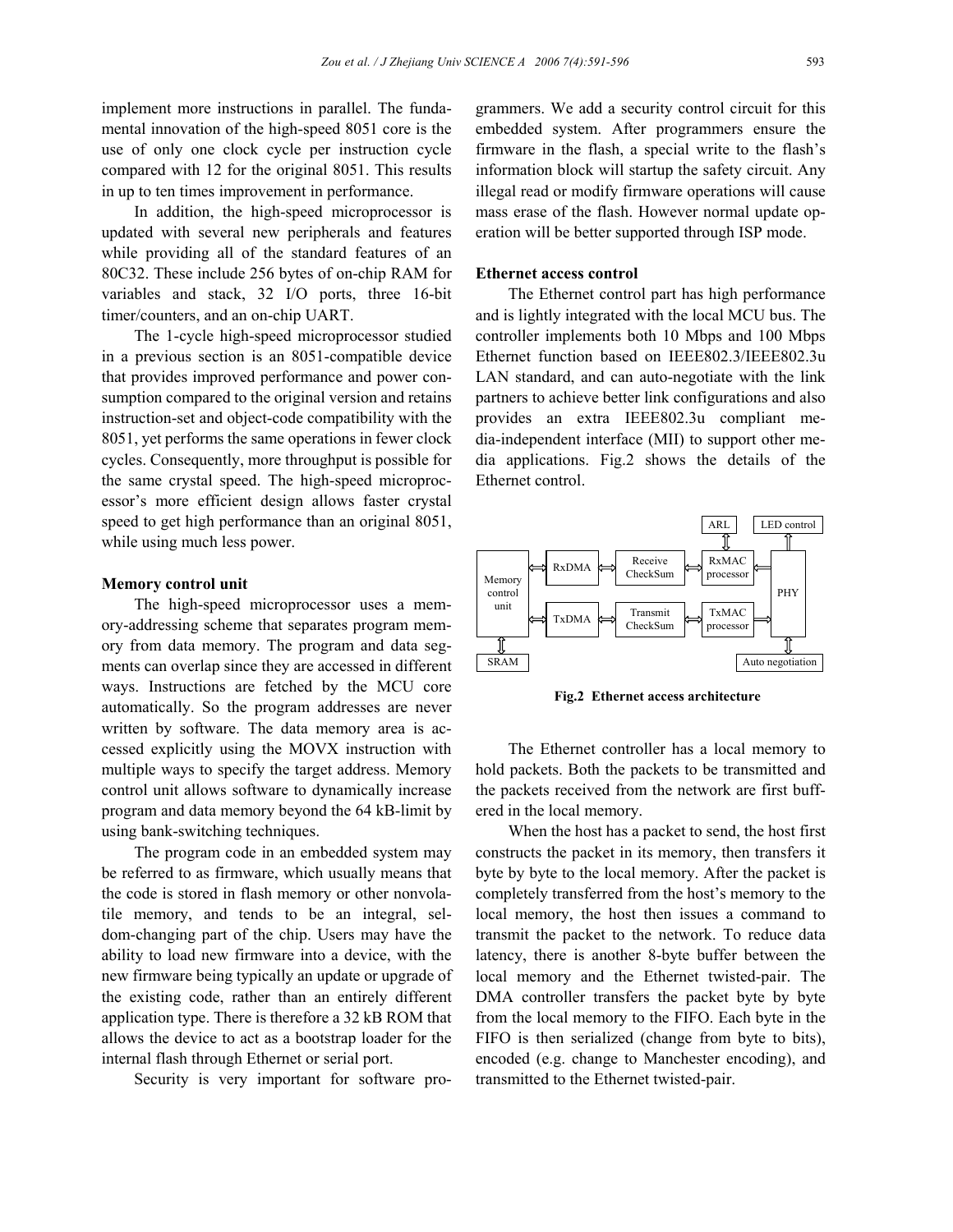implement more instructions in parallel. The fundamental innovation of the high-speed 8051 core is the use of only one clock cycle per instruction cycle compared with 12 for the original 8051. This results in up to ten times improvement in performance.

In addition, the high-speed microprocessor is updated with several new peripherals and features while providing all of the standard features of an 80C32. These include 256 bytes of on-chip RAM for variables and stack, 32 I/O ports, three 16-bit timer/counters, and an on-chip UART.

The 1-cycle high-speed microprocessor studied in a previous section is an 8051-compatible device that provides improved performance and power consumption compared to the original version and retains instruction-set and object-code compatibility with the 8051, yet performs the same operations in fewer clock cycles. Consequently, more throughput is possible for the same crystal speed. The high-speed microprocessor's more efficient design allows faster crystal speed to get high performance than an original 8051, while using much less power.

### Memory control unit

The high-speed microprocessor uses a memory-addressing scheme that separates program memory from data memory. The program and data segments can overlap since they are accessed in different ways. Instructions are fetched by the MCU core automatically. So the program addresses are never written by software. The data memory area is accessed explicitly using the MOVX instruction with multiple ways to specify the target address. Memory control unit allows software to dynamically increase program and data memory beyond the 64 kB-limit by using bank-switching techniques.

The program code in an embedded system may be referred to as firmware, which usually means that the code is stored in flash memory or other nonvolatile memory, and tends to be an integral, seldom-changing part of the chip. Users may have the ability to load new firmware into a device, with the new firmware being typically an update or upgrade of the existing code, rather than an entirely different application type. There is therefore a 32 kB ROM that allows the device to act as a bootstrap loader for the internal flash through Ethernet or serial port.

Security is very important for software programmers. We add a security control circuit for this embedded system. After programmers ensure the firmware in the flash, a special write to the flash's information block will startup the safety circuit. Any illegal read or modify firmware operations will cause mass erase of the flash. However normal update operation will be better supported through ISP mode.

### Ethernet access control

The Ethernet control part has high performance and is lightly integrated with the local MCU bus. The controller implements both 10 Mbps and 100 Mbps Ethernet function based on IEEE802.3/IEEE802.3u LAN standard, and can auto-negotiate with the link partners to achieve better link configurations and also provides an extra IEEE802.3u compliant media-independent interface (MII) to support other media applications. Fig.2 shows the details of the Ethernet control.

```
                                                   ARL            LED control
                                                    ⇕                  ⇑
            ┌────────┐   ┌──────────┐   ┌──────────┐   ┌─────┐
 Memory  ⇔ │ RxDMA  │ ⇔ │ Receive  │ ⇔ │  RxMAC   │ ⇔ │     │
 control    └────────┘   │ CheckSum │   │processor │   │     │
 unit                    └──────────┘   └──────────┘   │ PHY │
            ┌────────┐   ┌──────────┐   ┌──────────┐   │     │
         ⇔ │ TxDMA  │ ⇔ │ Transmit │ ⇔ │  TxMAC   │ ⇔ │     │
            └────────┘   │ CheckSum │   │processor │   └─────┘
                         └──────────┘   └──────────┘
    ⇕                                                      ⇕
  SRAM                                           Auto negotiation
```

**Fig.2 Ethernet access architecture**

The Ethernet controller has a local memory to hold packets. Both the packets to be transmitted and the packets received from the network are first buffered in the local memory.

When the host has a packet to send, the host first constructs the packet in its memory, then transfers it byte by byte to the local memory. After the packet is completely transferred from the host's memory to the local memory, the host then issues a command to transmit the packet to the network. To reduce data latency, there is another 8-byte buffer between the local memory and the Ethernet twisted-pair. The DMA controller transfers the packet byte by byte from the local memory to the FIFO. Each byte in the FIFO is then serialized (change from byte to bits), encoded (e.g. change to Manchester encoding), and transmitted to the Ethernet twisted-pair.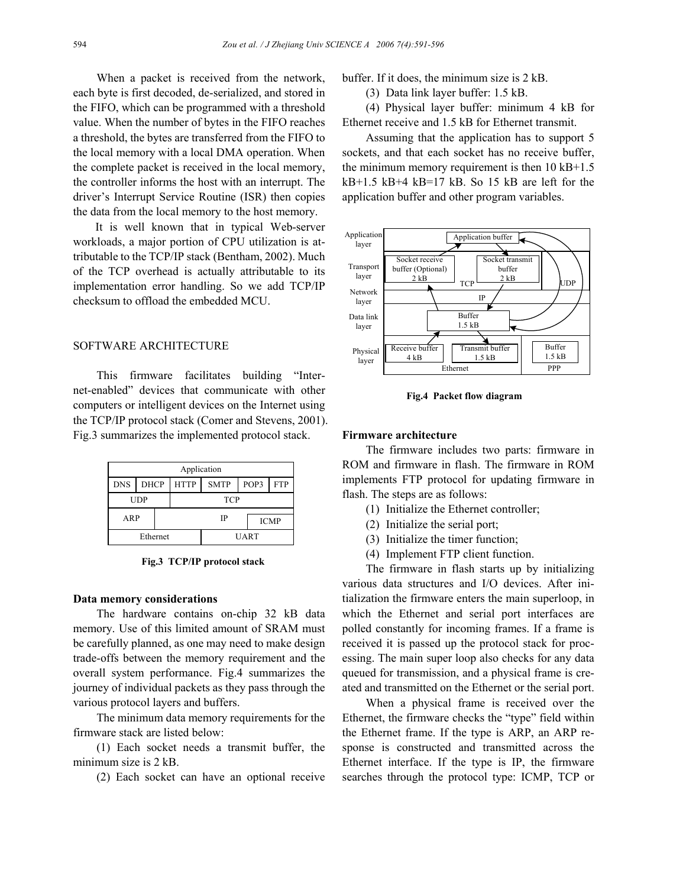When a packet is received from the network, each byte is first decoded, de-serialized, and stored in the FIFO, which can be programmed with a threshold value. When the number of bytes in the FIFO reaches a threshold, the bytes are transferred from the FIFO to the local memory with a local DMA operation. When the complete packet is received in the local memory, the controller informs the host with an interrupt. The driver's Interrupt Service Routine (ISR) then copies the data from the local memory to the host memory.

It is well known that in typical Web-server workloads, a major portion of CPU utilization is attributable to the TCP/IP stack (Bentham, 2002). Much of the TCP overhead is actually attributable to its implementation error handling. So we add TCP/IP checksum to offload the embedded MCU.

## SOFTWARE ARCHITECTURE

This firmware facilitates building "Internet-enabled" devices that communicate with other computers or intelligent devices on the Internet using the TCP/IP protocol stack (Comer and Stevens, 2001). Fig.3 summarizes the implemented protocol stack.

| Application | | | | | |
|---|---|---|---|---|---|
| DNS | DHCP | HTTP | SMTP | POP3 | FTP |
| UDP | | TCP | | | |
| ARP | IP | | | ICMP | |
| Ethernet | | | UART | | |

**Fig.3 TCP/IP protocol stack**

### Data memory considerations

The hardware contains on-chip 32 kB data memory. Use of this limited amount of SRAM must be carefully planned, as one may need to make design trade-offs between the memory requirement and the overall system performance. Fig.4 summarizes the journey of individual packets as they pass through the various protocol layers and buffers.

The minimum data memory requirements for the firmware stack are listed below:

(1) Each socket needs a transmit buffer, the minimum size is 2 kB.

(2) Each socket can have an optional receive buffer. If it does, the minimum size is 2 kB.

(3) Data link layer buffer: 1.5 kB.

(4) Physical layer buffer: minimum 4 kB for Ethernet receive and 1.5 kB for Ethernet transmit.

Assuming that the application has to support 5 sockets, and that each socket has no receive buffer, the minimum memory requirement is then 10 kB+1.5 kB+1.5 kB+4 kB=17 kB. So 15 kB are left for the application buffer and other program variables.

**Fig.4 Packet flow diagram**

### Firmware architecture

The firmware includes two parts: firmware in ROM and firmware in flash. The firmware in ROM implements FTP protocol for updating firmware in flash. The steps are as follows:

(1) Initialize the Ethernet controller;

(2) Initialize the serial port;

(3) Initialize the timer function;

(4) Implement FTP client function.

The firmware in flash starts up by initializing various data structures and I/O devices. After initialization the firmware enters the main superloop, in which the Ethernet and serial port interfaces are polled constantly for incoming frames. If a frame is received it is passed up the protocol stack for processing. The main super loop also checks for any data queued for transmission, and a physical frame is created and transmitted on the Ethernet or the serial port.

When a physical frame is received over the Ethernet, the firmware checks the "type" field within the Ethernet frame. If the type is ARP, an ARP response is constructed and transmitted across the Ethernet interface. If the type is IP, the firmware searches through the protocol type: ICMP, TCP or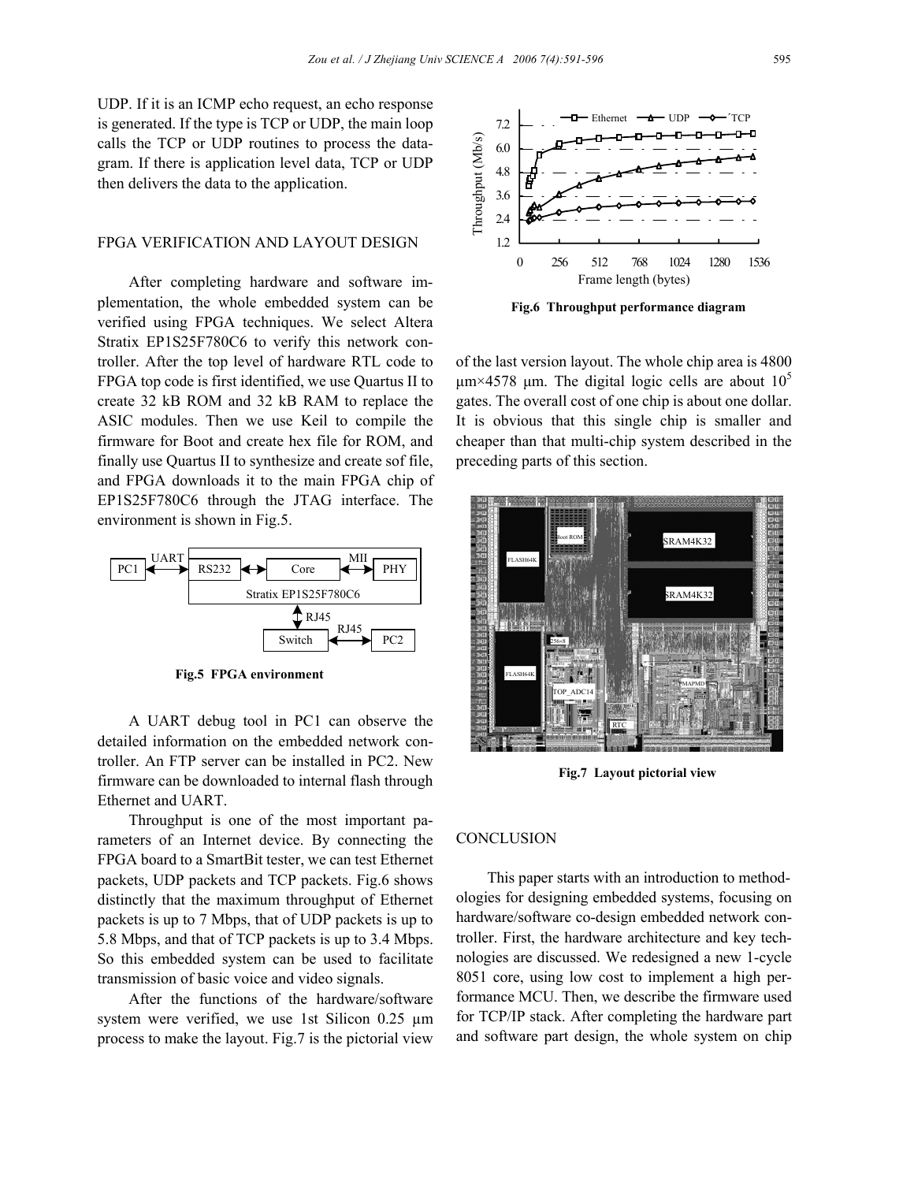UDP. If it is an ICMP echo request, an echo response is generated. If the type is TCP or UDP, the main loop calls the TCP or UDP routines to process the datagram. If there is application level data, TCP or UDP then delivers the data to the application.

## FPGA VERIFICATION AND LAYOUT DESIGN

After completing hardware and software implementation, the whole embedded system can be verified using FPGA techniques. We select Altera Stratix EP1S25F780C6 to verify this network controller. After the top level of hardware RTL code to FPGA top code is first identified, we use Quartus II to create 32 kB ROM and 32 kB RAM to replace the ASIC modules. Then we use Keil to compile the firmware for Boot and create hex file for ROM, and finally use Quartus II to synthesize and create sof file, and FPGA downloads it to the main FPGA chip of EP1S25F780C6 through the JTAG interface. The environment is shown in Fig.5.

**Fig.5 FPGA environment**

A UART debug tool in PC1 can observe the detailed information on the embedded network controller. An FTP server can be installed in PC2. New firmware can be downloaded to internal flash through Ethernet and UART.

Throughput is one of the most important parameters of an Internet device. By connecting the FPGA board to a SmartBit tester, we can test Ethernet packets, UDP packets and TCP packets. Fig.6 shows distinctly that the maximum throughput of Ethernet packets is up to 7 Mbps, that of UDP packets is up to 5.8 Mbps, and that of TCP packets is up to 3.4 Mbps. So this embedded system can be used to facilitate transmission of basic voice and video signals.

After the functions of the hardware/software system were verified, we use 1st Silicon 0.25 μm process to make the layout. Fig.7 is the pictorial view of the last version layout. The whole chip area is 4800 μm×4578 μm. The digital logic cells are about $10^5$ gates. The overall cost of one chip is about one dollar. It is obvious that this single chip is smaller and cheaper than that multi-chip system described in the preceding parts of this section.

**Fig.6 Throughput performance diagram**

**Fig.7 Layout pictorial view**

## CONCLUSION

This paper starts with an introduction to methodologies for designing embedded systems, focusing on hardware/software co-design embedded network controller. First, the hardware architecture and key technologies are discussed. We redesigned a new 1-cycle 8051 core, using low cost to implement a high performance MCU. Then, we describe the firmware used for TCP/IP stack. After completing the hardware part and software part design, the whole system on chip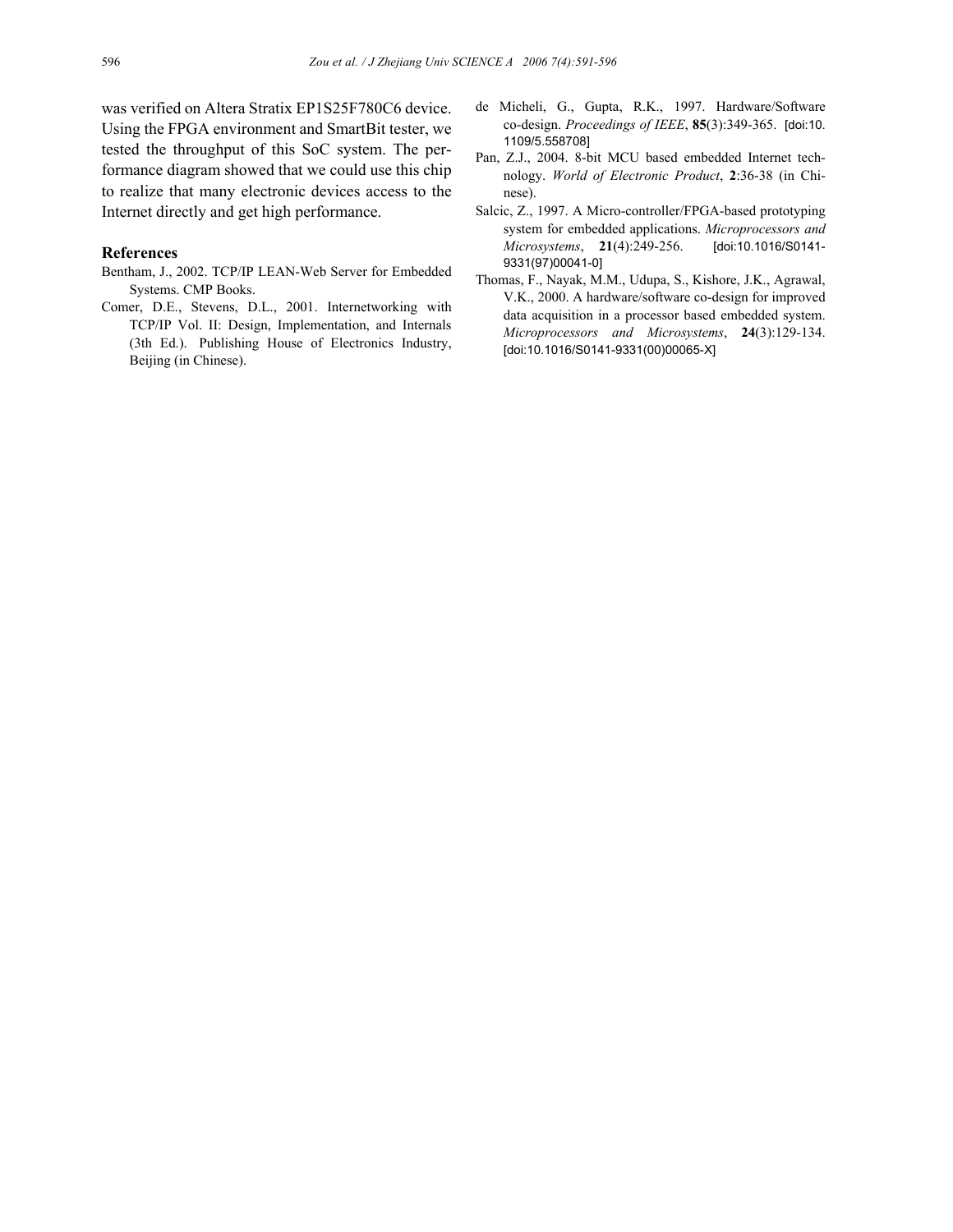was verified on Altera Stratix EP1S25F780C6 device. Using the FPGA environment and SmartBit tester, we tested the throughput of this SoC system. The performance diagram showed that we could use this chip to realize that many electronic devices access to the Internet directly and get high performance.

## References

Bentham, J., 2002. TCP/IP LEAN-Web Server for Embedded Systems. CMP Books.

Comer, D.E., Stevens, D.L., 2001. Internetworking with TCP/IP Vol. II: Design, Implementation, and Internals (3th Ed.). Publishing House of Electronics Industry, Beijing (in Chinese).

de Micheli, G., Gupta, R.K., 1997. Hardware/Software co-design. *Proceedings of IEEE*, **85**(3):349-365. [doi:10.1109/5.558708]

Pan, Z.J., 2004. 8-bit MCU based embedded Internet technology. *World of Electronic Product*, **2**:36-38 (in Chinese).

Salcic, Z., 1997. A Micro-controller/FPGA-based prototyping system for embedded applications. *Microprocessors and Microsystems*, **21**(4):249-256. [doi:10.1016/S0141-9331(97)00041-0]

Thomas, F., Nayak, M.M., Udupa, S., Kishore, J.K., Agrawal, V.K., 2000. A hardware/software co-design for improved data acquisition in a processor based embedded system. *Microprocessors and Microsystems*, **24**(3):129-134. [doi:10.1016/S0141-9331(00)00065-X]